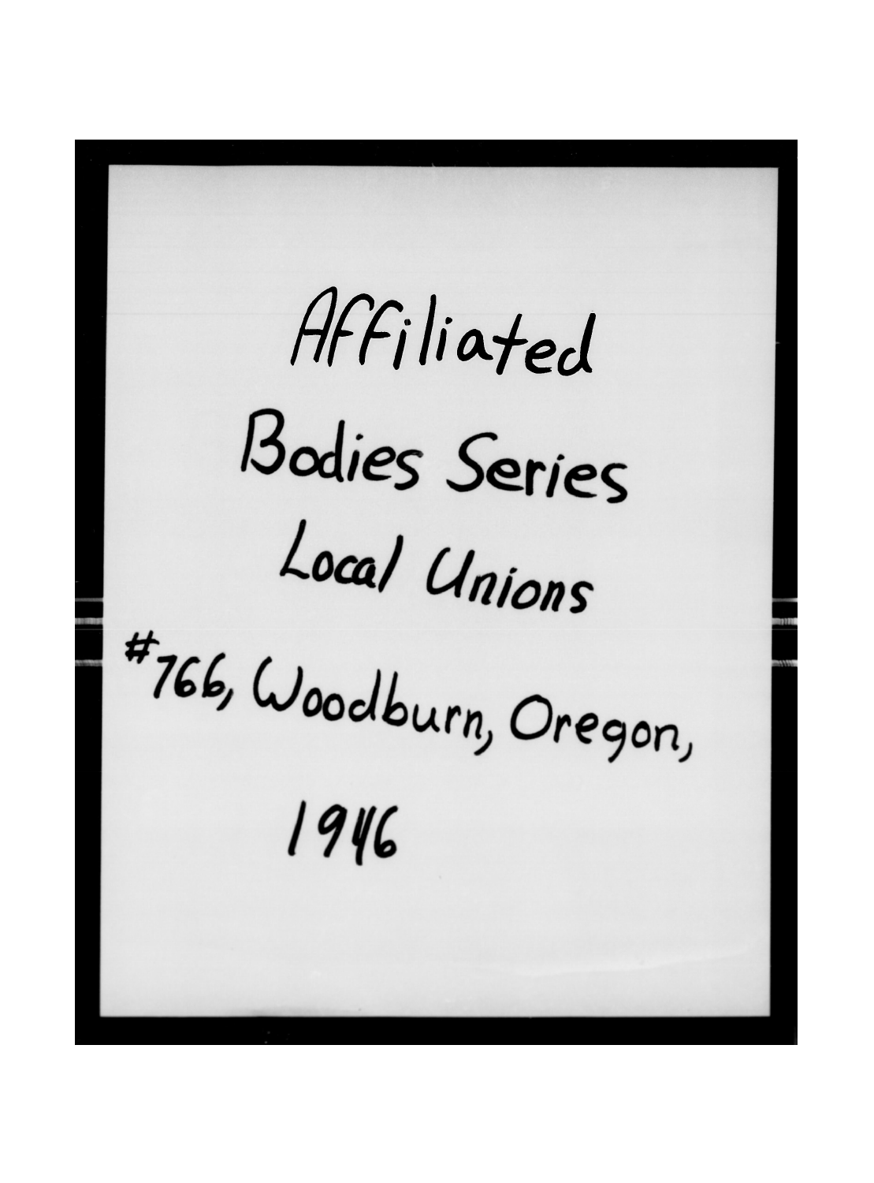Affiliated

Bodies Series

Local Unions

#766, Woodburn, Oregon,

1946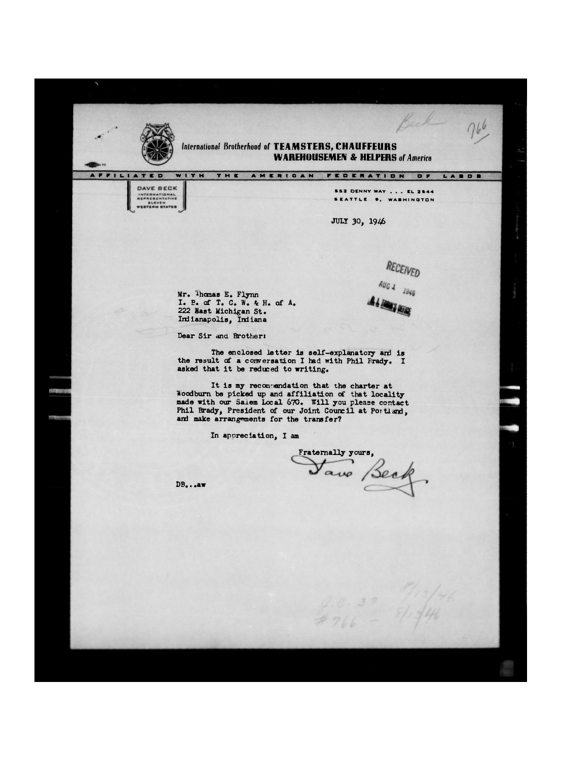Beck 766

International Brotherhood of **TEAMSTERS, CHAUFFEURS**
**WAREHOUSEMEN & HELPERS** *of America*

AFFILIATED WITH THE AMERICAN FEDERATION OF LABOR

DAVE BECK
INTERNATIONAL
REPRESENTATIVE
ELEVEN
WESTERN STATES

552 DENNY WAY . . . EL 2544
SEATTLE 9, WASHINGTON

JULY 30, 1946

RECEIVED
AUG 1 1946
D. J. TOBIN'S OFFICE

Mr. Thomas E. Flynn
I. B. of T. C. W. & H. of A.
222 East Michigan St.
Indianapolis, Indiana

Dear Sir and Brother:

The enclosed letter is self-explanatory and is the result of a conversation I had with Phil Brady. I asked that it be reduced to writing.

It is my recommendation that the charter at Woodburn be picked up and affiliation of that locality made with our Salem Local 670. Will you please contact Phil Brady, President of our Joint Council at Portland, and make arrangements for the transfer?

In appreciation, I am

Fraternally yours,

Dave Beck

DB...aw

J.C. 37 8/12/46
#766 - 8/12/46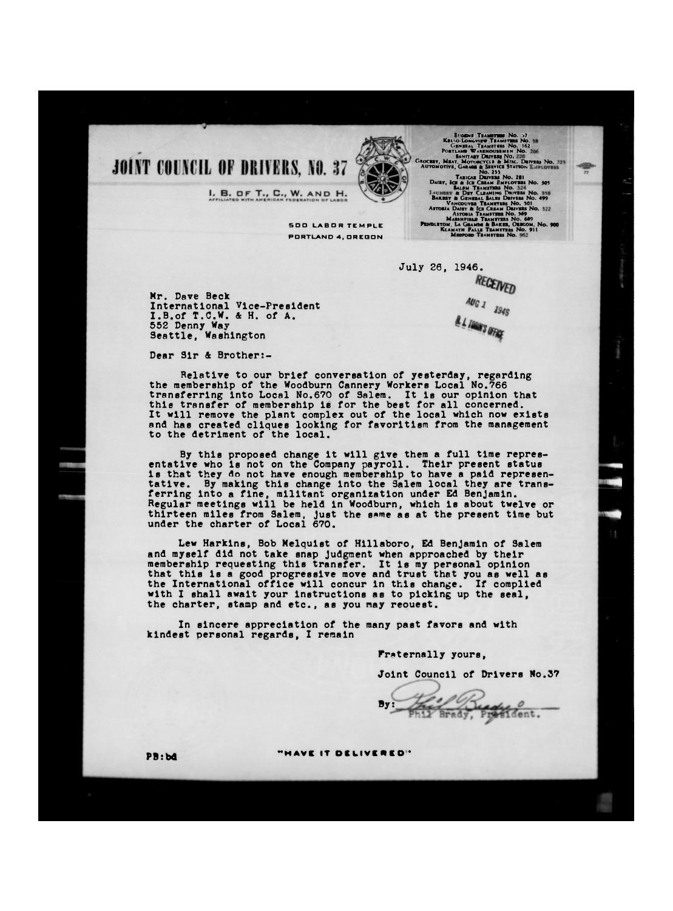# JOINT COUNCIL OF DRIVERS, NO. 37

I. B. OF T., C., W. AND H.
AFFILIATED WITH AMERICAN FEDERATION OF LABOR

500 LABOR TEMPLE
PORTLAND 4, OREGON

Eugene Teamsters No. 57
Kelso-Longview Teamsters No. 58
General Teamsters No. 162
Portland Warehousemen No. 206
Sanitary Drivers No. 220
Grocery, Meat, Motorcycle & Misc. Drivers No. 223
Automotive, Garage & Service Station Employees No. 255
Taxicab Drivers No. 281
Dairy, Ice & Ice Cream Employees No. 305
Salem Teamsters No. 324
Laundry & Dry Cleaning Drivers No. 358
Bakery & General Sales Drivers No. 499
Vancouver Teamsters No. 501
Astoria Dairy & Ice Cream Drivers No. 522
Astoria Teamsters No. 569
Marshfield Teamsters No. 689
Pendleton, La Grande & Baker, Oregon, No. 900
Klamath Falls Teamsters No. 911
Medford Teamsters No. 962

July 26, 1946.

RECEIVED
AUG 1 1946
D. J. TOBIN'S OFFICE

Mr. Dave Beck
International Vice-President
I.B.of T.C.W. & H. of A.
552 Denny Way
Seattle, Washington

Dear Sir & Brother:-

Relative to our brief conversation of yesterday, regarding the membership of the Woodburn Cannery Workers Local No.766 transferring into Local No.670 of Salem. It is our opinion that this transfer of membership is for the best for all concerned. It will remove the plant complex out of the local which now exists and has created cliques looking for favoritism from the management to the detriment of the local.

By this proposed change it will give them a full time representative who is not on the Company payroll. Their present status is that they do not have enough membership to have a paid representative. By making this change into the Salem local they are transferring into a fine, militant organization under Ed Benjamin. Regular meetings will be held in Woodburn, which is about twelve or thirteen miles from Salem, just the same as at the present time but under the charter of Local 670.

Lew Harkins, Bob Melquist of Hillsboro, Ed Benjamin of Salem and myself did not take snap judgment when approached by their membership requesting this transfer. It is my personal opinion that this is a good progressive move and trust that you as well as the International office will concur in this change. If complied with I shall await your instructions as to picking up the seal, the charter, stamp and etc., as you may reouest.

In sincere appreciation of the many past favors and with kindest personal regards, I remain

Fraternally yours,

Joint Council of Drivers No.37

By: Phil Brady
Phil Brady, President.

PB:bd

"HAVE IT DELIVERED"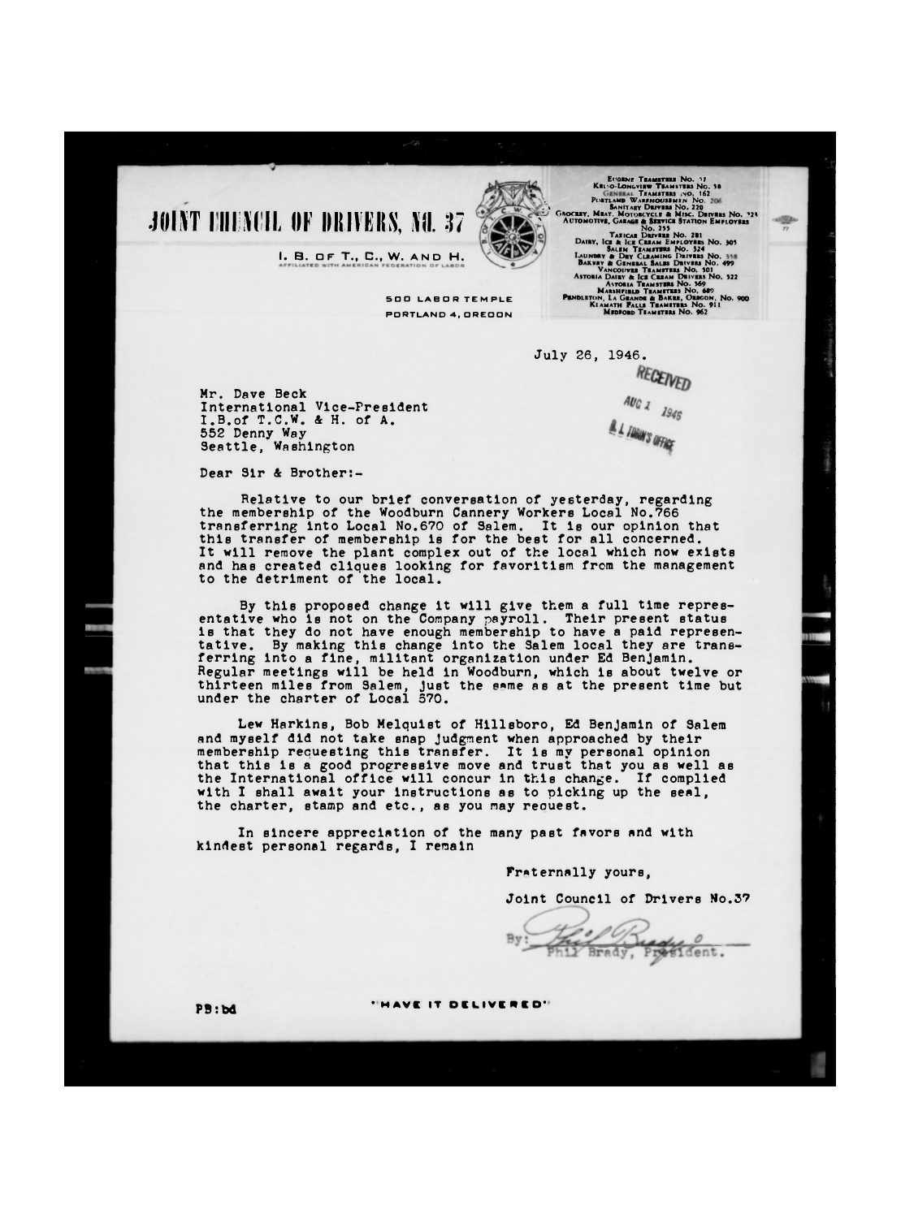# JOINT COUNCIL OF DRIVERS, NO. 37

I. B. OF T., C., W. AND H.

AFFILIATED WITH AMERICAN FEDERATION OF LABOR

500 LABOR TEMPLE
PORTLAND 4, OREGON

Eugene Teamsters No. 57
Kelso-Longview Teamsters No. 58
General Teamsters No. 162
Portland Warehousemen No. 206
Sanitary Drivers No. 220
Grocery, Meat, Motorcycle & Misc. Drivers No. 223
Automotive, Garage & Service Station Employees No. 255
Taxicab Drivers No. 281
Dairy, Ice & Ice Cream Employees No. 305
Salem Teamsters No. 324
Laundry & Dry Cleaning Drivers No. 358
Bakery & General Sales Drivers No. 499
Vancouver Teamsters No. 501
Astoria Dairy & Ice Cream Drivers No. 522
Astoria Teamsters No. 569
Marshfield Teamsters No. 689
Pendleton, La Grande & Baker, Oregon, No. 900
Klamath Falls Teamsters No. 911
Medford Teamsters No. 962

July 26, 1946.

RECEIVED
AUG 1 1946
D. L. TOBIN'S OFFICE

Mr. Dave Beck
International Vice-President
I.B.of T.C.W. & H. of A.
552 Denny Way
Seattle, Washington

Dear Sir & Brother:-

Relative to our brief conversation of yesterday, regarding the membership of the Woodburn Cannery Workers Local No.766 transferring into Local No.670 of Salem. It is our opinion that this transfer of membership is for the best for all concerned. It will remove the plant complex out of the local which now exists and has created cliques looking for favoritism from the management to the detriment of the local.

By this proposed change it will give them a full time representative who is not on the Company payroll. Their present status is that they do not have enough membership to have a paid representative. By making this change into the Salem local they are transferring into a fine, militant organization under Ed Benjamin. Regular meetings will be held in Woodburn, which is about twelve or thirteen miles from Salem, just the same as at the present time but under the charter of Local 570.

Lew Harkins, Bob Melquist of Hillsboro, Ed Benjamin of Salem and myself did not take snap judgment when approached by their membership requesting this transfer. It is my personal opinion that this is a good progressive move and trust that you as well as the International office will concur in this change. If complied with I shall await your instructions as to picking up the seal, the charter, stamp and etc., as you may request.

In sincere appreciation of the many past favors and with kindest personal regards, I remain

Fraternally yours,

Joint Council of Drivers No.37

By: Phil Brady
Phil Brady, President.

PB:bd

"HAVE IT DELIVERED"